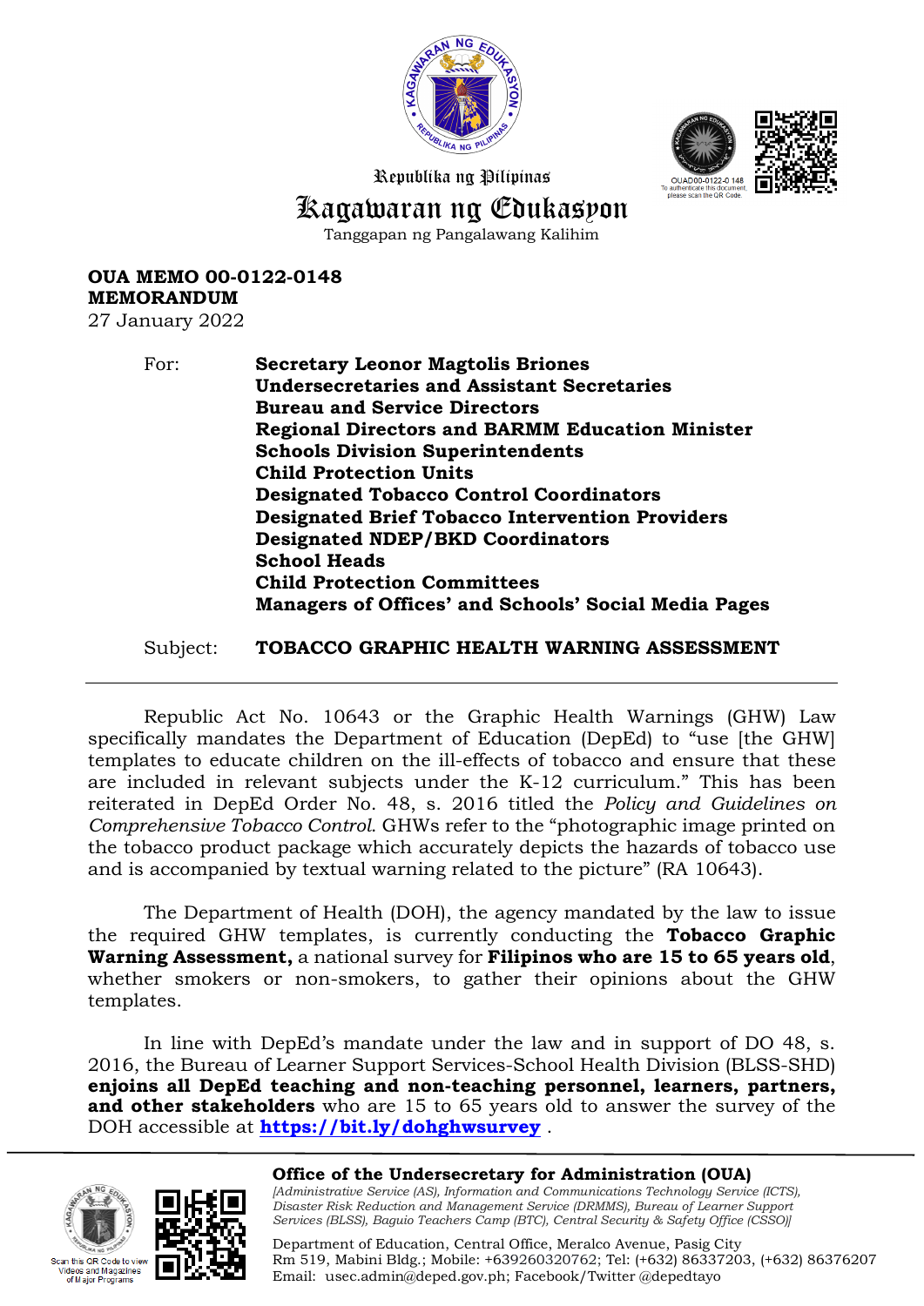Republika ng Pilipinas

# Kagawaran ng Edukasyon

Tanggapan ng Pangalawang Kalihim

OUAD00-0122-0148
To authenticate this document, please scan the QR Code.

**OUA MEMO 00-0122-0148**
**MEMORANDUM**
27 January 2022

For: **Secretary Leonor Magtolis Briones**
**Undersecretaries and Assistant Secretaries**
**Bureau and Service Directors**
**Regional Directors and BARMM Education Minister**
**Schools Division Superintendents**
**Child Protection Units**
**Designated Tobacco Control Coordinators**
**Designated Brief Tobacco Intervention Providers**
**Designated NDEP/BKD Coordinators**
**School Heads**
**Child Protection Committees**
**Managers of Offices' and Schools' Social Media Pages**

Subject: **TOBACCO GRAPHIC HEALTH WARNING ASSESSMENT**

---

Republic Act No. 10643 or the Graphic Health Warnings (GHW) Law specifically mandates the Department of Education (DepEd) to "use [the GHW] templates to educate children on the ill-effects of tobacco and ensure that these are included in relevant subjects under the K-12 curriculum." This has been reiterated in DepEd Order No. 48, s. 2016 titled the *Policy and Guidelines on Comprehensive Tobacco Control*. GHWs refer to the "photographic image printed on the tobacco product package which accurately depicts the hazards of tobacco use and is accompanied by textual warning related to the picture" (RA 10643).

The Department of Health (DOH), the agency mandated by the law to issue the required GHW templates, is currently conducting the **Tobacco Graphic Warning Assessment,** a national survey for **Filipinos who are 15 to 65 years old**, whether smokers or non-smokers, to gather their opinions about the GHW templates.

In line with DepEd's mandate under the law and in support of DO 48, s. 2016, the Bureau of Learner Support Services-School Health Division (BLSS-SHD) **enjoins all DepEd teaching and non-teaching personnel, learners, partners, and other stakeholders** who are 15 to 65 years old to answer the survey of the DOH accessible at **https://bit.ly/dohghwsurvey** .

---

Scan this QR Code to view Videos and Magazines of Major Programs

**Office of the Undersecretary for Administration (OUA)**
*[Administrative Service (AS), Information and Communications Technology Service (ICTS), Disaster Risk Reduction and Management Service (DRMMS), Bureau of Learner Support Services (BLSS), Baguio Teachers Camp (BTC), Central Security & Safety Office (CSSO)]*

Department of Education, Central Office, Meralco Avenue, Pasig City
Rm 519, Mabini Bldg.; Mobile: +639260320762; Tel: (+632) 86337203, (+632) 86376207
Email: usec.admin@deped.gov.ph; Facebook/Twitter @depedtayo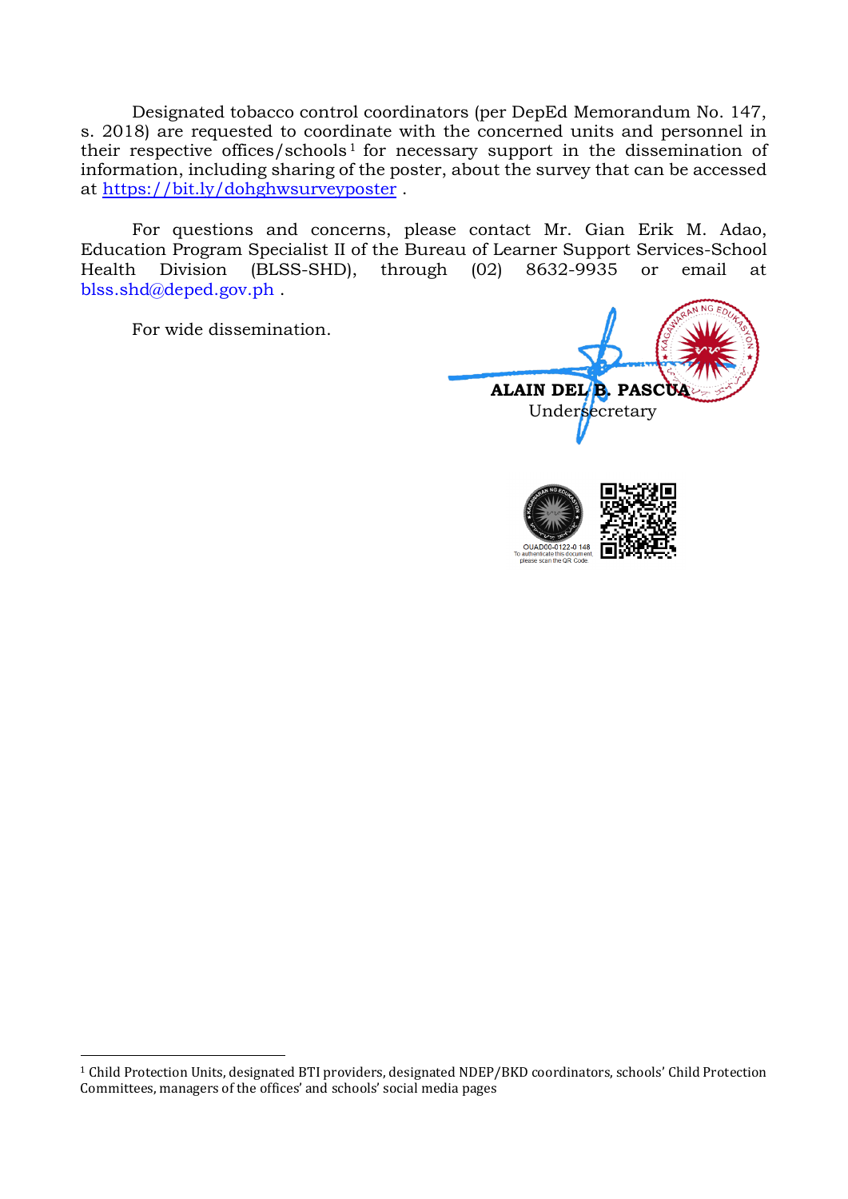Designated tobacco control coordinators (per DepEd Memorandum No. 147, s. 2018) are requested to coordinate with the concerned units and personnel in their respective offices/schools[1] for necessary support in the dissemination of information, including sharing of the poster, about the survey that can be accessed at https://bit.ly/dohghwsurveyposter .

For questions and concerns, please contact Mr. Gian Erik M. Adao, Education Program Specialist II of the Bureau of Learner Support Services-School Health Division (BLSS-SHD), through (02) 8632-9935 or email at blss.shd@deped.gov.ph .

For wide dissemination.

**ALAIN DEL B. PASCUA**
Undersecretary

OUAD00-0122-0 148
To authenticate this document, please scan the QR Code

---

[1] Child Protection Units, designated BTI providers, designated NDEP/BKD coordinators, schools' Child Protection Committees, managers of the offices' and schools' social media pages